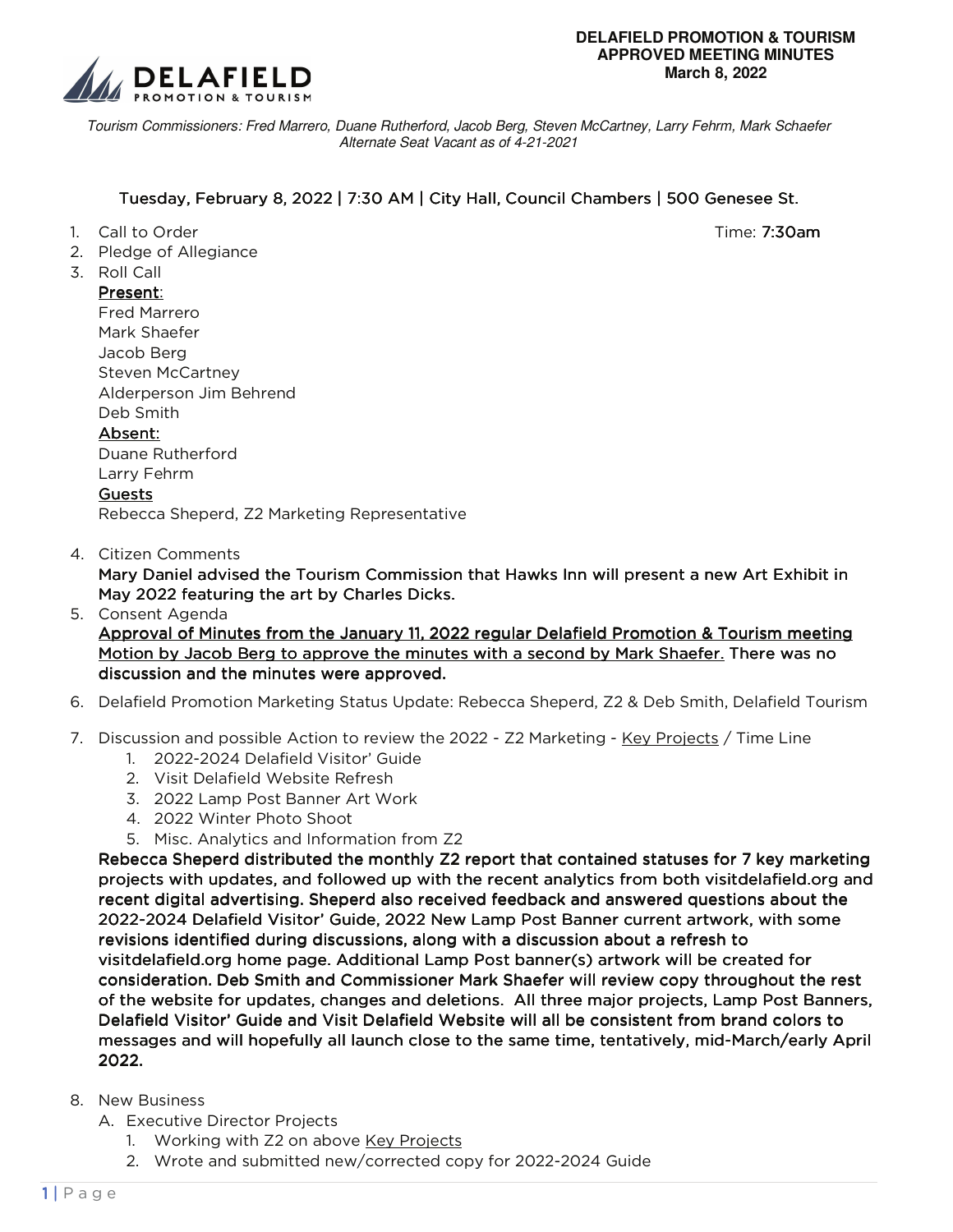**DELAFIELD PROMOTION & TOURISM**
**APPROVED MEETING MINUTES**
**March 8, 2022**

*Tourism Commissioners: Fred Marrero, Duane Rutherford, Jacob Berg, Steven McCartney, Larry Fehrm, Mark Schaefer*
*Alternate Seat Vacant as of 4-21-2021*

Tuesday, February 8, 2022 | 7:30 AM | City Hall, Council Chambers | 500 Genesee St.

1. Call to Order Time: **7:30am**
2. Pledge of Allegiance
3. Roll Call

   **Present**:
   Fred Marrero
   Mark Shaefer
   Jacob Berg
   Steven McCartney
   Alderperson Jim Behrend
   Deb Smith

   **Absent**:
   Duane Rutherford
   Larry Fehrm

   **Guests**
   Rebecca Sheperd, Z2 Marketing Representative

4. Citizen Comments

   **Mary Daniel advised the Tourism Commission that Hawks Inn will present a new Art Exhibit in May 2022 featuring the art by Charles Dicks.**

5. Consent Agenda

   **Approval of Minutes from the January 11, 2022 regular Delafield Promotion & Tourism meeting Motion by Jacob Berg to approve the minutes with a second by Mark Shaefer. There was no discussion and the minutes were approved.**

6. Delafield Promotion Marketing Status Update: Rebecca Sheperd, Z2 & Deb Smith, Delafield Tourism

7. Discussion and possible Action to review the 2022 - Z2 Marketing - Key Projects / Time Line
   1. 2022-2024 Delafield Visitor' Guide
   2. Visit Delafield Website Refresh
   3. 2022 Lamp Post Banner Art Work
   4. 2022 Winter Photo Shoot
   5. Misc. Analytics and Information from Z2

   **Rebecca Sheperd distributed the monthly Z2 report that contained statuses for 7 key marketing projects with updates, and followed up with the recent analytics from both visitdelafield.org and recent digital advertising. Sheperd also received feedback and answered questions about the 2022-2024 Delafield Visitor' Guide, 2022 New Lamp Post Banner current artwork, with some revisions identified during discussions, along with a discussion about a refresh to visitdelafield.org home page. Additional Lamp Post banner(s) artwork will be created for consideration. Deb Smith and Commissioner Mark Shaefer will review copy throughout the rest of the website for updates, changes and deletions. All three major projects, Lamp Post Banners, Delafield Visitor' Guide and Visit Delafield Website will all be consistent from brand colors to messages and will hopefully all launch close to the same time, tentatively, mid-March/early April 2022.**

8. New Business

   A. Executive Director Projects
      1. Working with Z2 on above Key Projects
      2. Wrote and submitted new/corrected copy for 2022-2024 Guide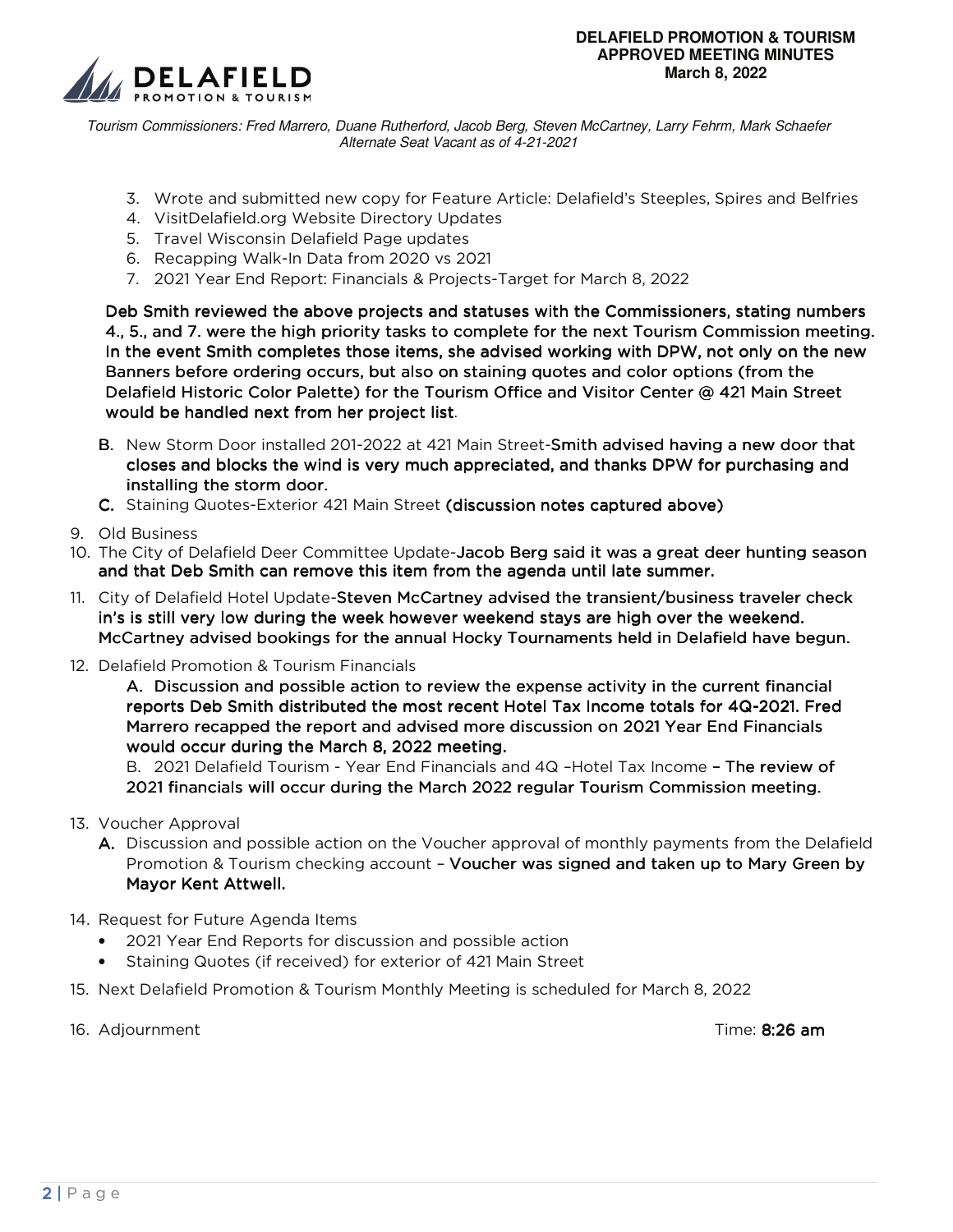**DELAFIELD PROMOTION & TOURISM**
**APPROVED MEETING MINUTES**
**March 8, 2022**

*Tourism Commissioners: Fred Marrero, Duane Rutherford, Jacob Berg, Steven McCartney, Larry Fehrm, Mark Schaefer*
*Alternate Seat Vacant as of 4-21-2021*

3. Wrote and submitted new copy for Feature Article: Delafield's Steeples, Spires and Belfries
4. VisitDelafield.org Website Directory Updates
5. Travel Wisconsin Delafield Page updates
6. Recapping Walk-In Data from 2020 vs 2021
7. 2021 Year End Report: Financials & Projects-Target for March 8, 2022

Deb Smith reviewed the above projects and statuses with the Commissioners, stating numbers 4., 5., and 7. were the high priority tasks to complete for the next Tourism Commission meeting. In the event Smith completes those items, she advised working with DPW, not only on the new Banners before ordering occurs, but also on staining quotes and color options (from the Delafield Historic Color Palette) for the Tourism Office and Visitor Center @ 421 Main Street would be handled next from her project list.

B. New Storm Door installed 201-2022 at 421 Main Street-Smith advised having a new door that closes and blocks the wind is very much appreciated, and thanks DPW for purchasing and installing the storm door.
C. Staining Quotes-Exterior 421 Main Street (discussion notes captured above)

9. Old Business
10. The City of Delafield Deer Committee Update-Jacob Berg said it was a great deer hunting season and that Deb Smith can remove this item from the agenda until late summer.
11. City of Delafield Hotel Update-Steven McCartney advised the transient/business traveler check in's is still very low during the week however weekend stays are high over the weekend. McCartney advised bookings for the annual Hocky Tournaments held in Delafield have begun.
12. Delafield Promotion & Tourism Financials

    A. Discussion and possible action to review the expense activity in the current financial reports Deb Smith distributed the most recent Hotel Tax Income totals for 4Q-2021. Fred Marrero recapped the report and advised more discussion on 2021 Year End Financials would occur during the March 8, 2022 meeting.

    B. 2021 Delafield Tourism - Year End Financials and 4Q –Hotel Tax Income – The review of 2021 financials will occur during the March 2022 regular Tourism Commission meeting.

13. Voucher Approval
    - A. Discussion and possible action on the Voucher approval of monthly payments from the Delafield Promotion & Tourism checking account – Voucher was signed and taken up to Mary Green by Mayor Kent Attwell.
14. Request for Future Agenda Items
    - 2021 Year End Reports for discussion and possible action
    - Staining Quotes (if received) for exterior of 421 Main Street
15. Next Delafield Promotion & Tourism Monthly Meeting is scheduled for March 8, 2022
16. Adjournment — Time: 8:26 am